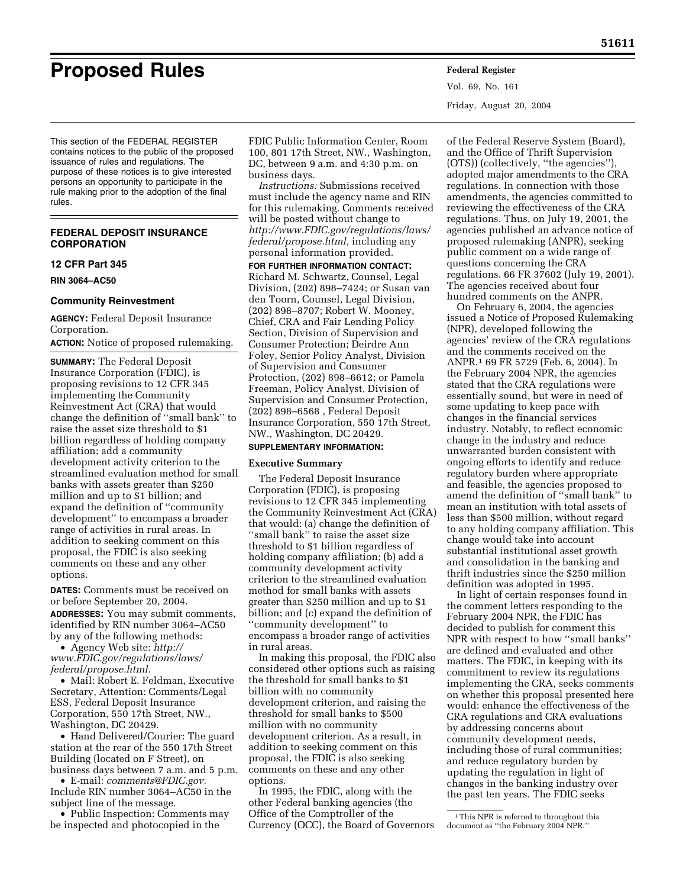# Proposed Rules

This section of the FEDERAL REGISTER contains notices to the public of the proposed issuance of rules and regulations. The purpose of these notices is to give interested persons an opportunity to participate in the rule making prior to the adoption of the final rules.

## FEDERAL DEPOSIT INSURANCE CORPORATION

### 12 CFR Part 345

**RIN 3064–AC50**

### Community Reinvestment

**AGENCY:** Federal Deposit Insurance Corporation.

**ACTION:** Notice of proposed rulemaking.

**SUMMARY:** The Federal Deposit Insurance Corporation (FDIC), is proposing revisions to 12 CFR 345 implementing the Community Reinvestment Act (CRA) that would change the definition of ''small bank'' to raise the asset size threshold to $1 billion regardless of holding company affiliation; add a community development activity criterion to the streamlined evaluation method for small banks with assets greater than $250 million and up to $1 billion; and expand the definition of ''community development'' to encompass a broader range of activities in rural areas. In addition to seeking comment on this proposal, the FDIC is also seeking comments on these and any other options.

**DATES:** Comments must be received on or before September 20, 2004.

**ADDRESSES:** You may submit comments, identified by RIN number 3064–AC50 by any of the following methods:

- Agency Web site: *http://www.FDIC.gov/regulations/laws/federal/propose.html.*
- Mail: Robert E. Feldman, Executive Secretary, Attention: Comments/Legal ESS, Federal Deposit Insurance Corporation, 550 17th Street, NW., Washington, DC 20429.
- Hand Delivered/Courier: The guard station at the rear of the 550 17th Street Building (located on F Street), on business days between 7 a.m. and 5 p.m.
- E-mail: *comments@FDIC.gov.* Include RIN number 3064–AC50 in the subject line of the message.
- Public Inspection: Comments may be inspected and photocopied in the FDIC Public Information Center, Room 100, 801 17th Street, NW., Washington, DC, between 9 a.m. and 4:30 p.m. on business days.

*Instructions:* Submissions received must include the agency name and RIN for this rulemaking. Comments received will be posted without change to *http://www.FDIC.gov/regulations/laws/federal/propose.html,* including any personal information provided.

**FOR FURTHER INFORMATION CONTACT:** Richard M. Schwartz, Counsel, Legal Division, (202) 898–7424; or Susan van den Toorn, Counsel, Legal Division, (202) 898–8707; Robert W. Mooney, Chief, CRA and Fair Lending Policy Section, Division of Supervision and Consumer Protection; Deirdre Ann Foley, Senior Policy Analyst, Division of Supervision and Consumer Protection, (202) 898–6612; or Pamela Freeman, Policy Analyst, Division of Supervision and Consumer Protection, (202) 898–6568 , Federal Deposit Insurance Corporation, 550 17th Street, NW., Washington, DC 20429.

**SUPPLEMENTARY INFORMATION:**

#### Executive Summary

The Federal Deposit Insurance Corporation (FDIC), is proposing revisions to 12 CFR 345 implementing the Community Reinvestment Act (CRA) that would: (a) change the definition of ''small bank'' to raise the asset size threshold to $1 billion regardless of holding company affiliation; (b) add a community development activity criterion to the streamlined evaluation method for small banks with assets greater than $250 million and up to $1 billion; and (c) expand the definition of ''community development'' to encompass a broader range of activities in rural areas.

In making this proposal, the FDIC also considered other options such as raising the threshold for small banks to $1 billion with no community development criterion, and raising the threshold for small banks to $500 million with no community development criterion. As a result, in addition to seeking comment on this proposal, the FDIC is also seeking comments on these and any other options.

In 1995, the FDIC, along with the other Federal banking agencies (the Office of the Comptroller of the Currency (OCC), the Board of Governors of the Federal Reserve System (Board), and the Office of Thrift Supervision (OTS)) (collectively, ''the agencies''), adopted major amendments to the CRA regulations. In connection with those amendments, the agencies committed to reviewing the effectiveness of the CRA regulations. Thus, on July 19, 2001, the agencies published an advance notice of proposed rulemaking (ANPR), seeking public comment on a wide range of questions concerning the CRA regulations. 66 FR 37602 (July 19, 2001). The agencies received about four hundred comments on the ANPR.

On February 6, 2004, the agencies issued a Notice of Proposed Rulemaking (NPR), developed following the agencies' review of the CRA regulations and the comments received on the ANPR.[1] 69 FR 5729 (Feb. 6, 2004). In the February 2004 NPR, the agencies stated that the CRA regulations were essentially sound, but were in need of some updating to keep pace with changes in the financial services industry. Notably, to reflect economic change in the industry and reduce unwarranted burden consistent with ongoing efforts to identify and reduce regulatory burden where appropriate and feasible, the agencies proposed to amend the definition of ''small bank'' to mean an institution with total assets of less than $500 million, without regard to any holding company affiliation. This change would take into account substantial institutional asset growth and consolidation in the banking and thrift industries since the $250 million definition was adopted in 1995.

In light of certain responses found in the comment letters responding to the February 2004 NPR, the FDIC has decided to publish for comment this NPR with respect to how ''small banks'' are defined and evaluated and other matters. The FDIC, in keeping with its commitment to review its regulations implementing the CRA, seeks comments on whether this proposal presented here would: enhance the effectiveness of the CRA regulations and CRA evaluations by addressing concerns about community development needs, including those of rural communities; and reduce regulatory burden by updating the regulation in light of changes in the banking industry over the past ten years. The FDIC seeks

[1] This NPR is referred to throughout this document as ''the February 2004 NPR.''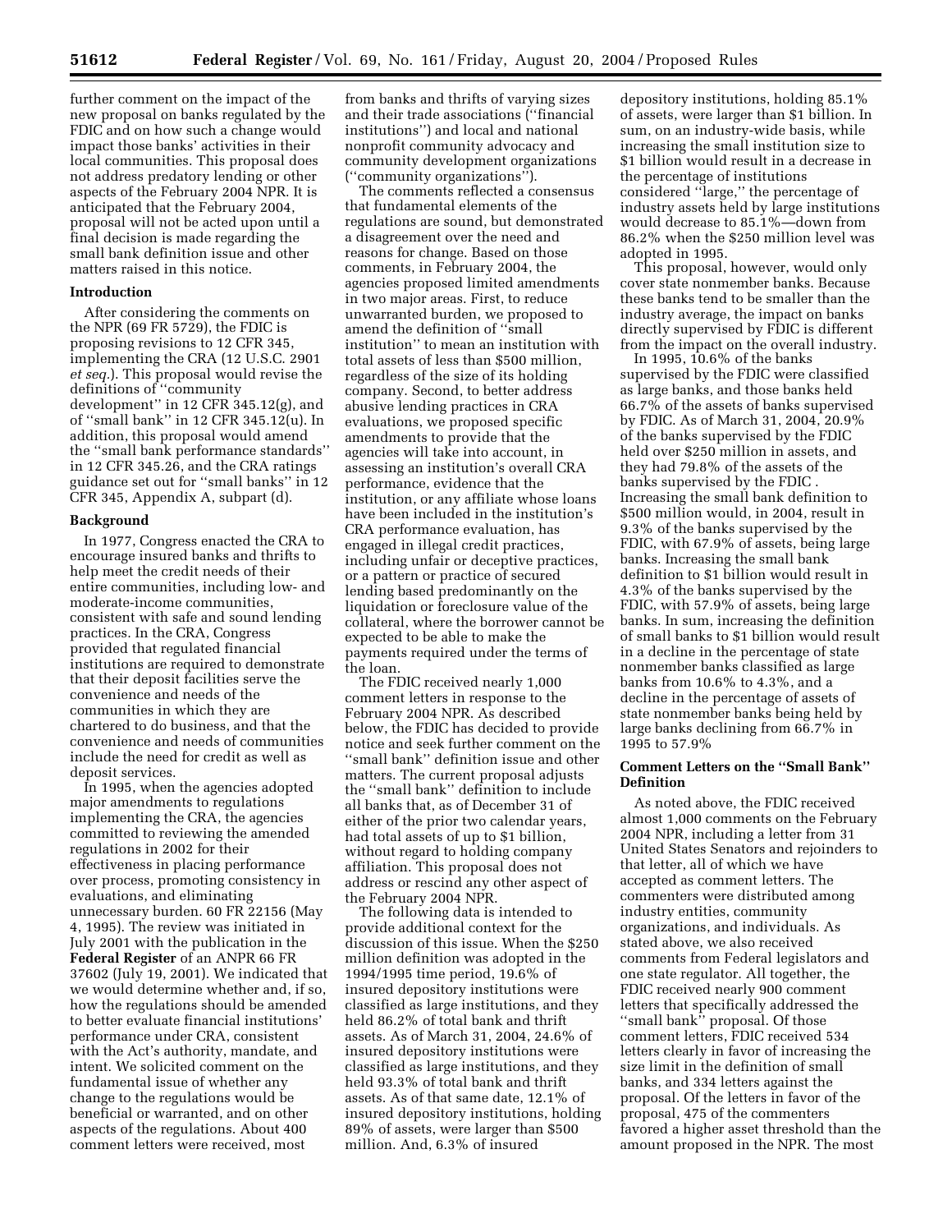further comment on the impact of the new proposal on banks regulated by the FDIC and on how such a change would impact those banks' activities in their local communities. This proposal does not address predatory lending or other aspects of the February 2004 NPR. It is anticipated that the February 2004, proposal will not be acted upon until a final decision is made regarding the small bank definition issue and other matters raised in this notice.

## Introduction

After considering the comments on the NPR (69 FR 5729), the FDIC is proposing revisions to 12 CFR 345, implementing the CRA (12 U.S.C. 2901 *et seq.*). This proposal would revise the definitions of ''community development'' in 12 CFR 345.12(g), and of ''small bank'' in 12 CFR 345.12(u). In addition, this proposal would amend the ''small bank performance standards'' in 12 CFR 345.26, and the CRA ratings guidance set out for ''small banks'' in 12 CFR 345, Appendix A, subpart (d).

## Background

In 1977, Congress enacted the CRA to encourage insured banks and thrifts to help meet the credit needs of their entire communities, including low- and moderate-income communities, consistent with safe and sound lending practices. In the CRA, Congress provided that regulated financial institutions are required to demonstrate that their deposit facilities serve the convenience and needs of the communities in which they are chartered to do business, and that the convenience and needs of communities include the need for credit as well as deposit services.

In 1995, when the agencies adopted major amendments to regulations implementing the CRA, the agencies committed to reviewing the amended regulations in 2002 for their effectiveness in placing performance over process, promoting consistency in evaluations, and eliminating unnecessary burden. 60 FR 22156 (May 4, 1995). The review was initiated in July 2001 with the publication in the **Federal Register** of an ANPR 66 FR 37602 (July 19, 2001). We indicated that we would determine whether and, if so, how the regulations should be amended to better evaluate financial institutions' performance under CRA, consistent with the Act's authority, mandate, and intent. We solicited comment on the fundamental issue of whether any change to the regulations would be beneficial or warranted, and on other aspects of the regulations. About 400 comment letters were received, most from banks and thrifts of varying sizes and their trade associations (''financial institutions'') and local and national nonprofit community advocacy and community development organizations (''community organizations'').

The comments reflected a consensus that fundamental elements of the regulations are sound, but demonstrated a disagreement over the need and reasons for change. Based on those comments, in February 2004, the agencies proposed limited amendments in two major areas. First, to reduce unwarranted burden, we proposed to amend the definition of ''small institution'' to mean an institution with total assets of less than $500 million, regardless of the size of its holding company. Second, to better address abusive lending practices in CRA evaluations, we proposed specific amendments to provide that the agencies will take into account, in assessing an institution's overall CRA performance, evidence that the institution, or any affiliate whose loans have been included in the institution's CRA performance evaluation, has engaged in illegal credit practices, including unfair or deceptive practices, or a pattern or practice of secured lending based predominantly on the liquidation or foreclosure value of the collateral, where the borrower cannot be expected to be able to make the payments required under the terms of the loan.

The FDIC received nearly 1,000 comment letters in response to the February 2004 NPR. As described below, the FDIC has decided to provide notice and seek further comment on the ''small bank'' definition issue and other matters. The current proposal adjusts the ''small bank'' definition to include all banks that, as of December 31 of either of the prior two calendar years, had total assets of up to $1 billion, without regard to holding company affiliation. This proposal does not address or rescind any other aspect of the February 2004 NPR.

The following data is intended to provide additional context for the discussion of this issue. When the $250 million definition was adopted in the 1994/1995 time period, 19.6% of insured depository institutions were classified as large institutions, and they held 86.2% of total bank and thrift assets. As of March 31, 2004, 24.6% of insured depository institutions were classified as large institutions, and they held 93.3% of total bank and thrift assets. As of that same date, 12.1% of insured depository institutions, holding 89% of assets, were larger than $500 million. And, 6.3% of insured depository institutions, holding 85.1% of assets, were larger than $1 billion. In sum, on an industry-wide basis, while increasing the small institution size to $1 billion would result in a decrease in the percentage of institutions considered ''large,'' the percentage of industry assets held by large institutions would decrease to 85.1%—down from 86.2% when the $250 million level was adopted in 1995.

This proposal, however, would only cover state nonmember banks. Because these banks tend to be smaller than the industry average, the impact on banks directly supervised by FDIC is different from the impact on the overall industry.

In 1995, 10.6% of the banks supervised by the FDIC were classified as large banks, and those banks held 66.7% of the assets of banks supervised by FDIC. As of March 31, 2004, 20.9% of the banks supervised by the FDIC held over $250 million in assets, and they had 79.8% of the assets of the banks supervised by the FDIC . Increasing the small bank definition to $500 million would, in 2004, result in 9.3% of the banks supervised by the FDIC, with 67.9% of assets, being large banks. Increasing the small bank definition to $1 billion would result in 4.3% of the banks supervised by the FDIC, with 57.9% of assets, being large banks. In sum, increasing the definition of small banks to $1 billion would result in a decline in the percentage of state nonmember banks classified as large banks from 10.6% to 4.3%, and a decline in the percentage of assets of state nonmember banks being held by large banks declining from 66.7% in 1995 to 57.9%

## Comment Letters on the ''Small Bank'' Definition

As noted above, the FDIC received almost 1,000 comments on the February 2004 NPR, including a letter from 31 United States Senators and rejoinders to that letter, all of which we have accepted as comment letters. The commenters were distributed among industry entities, community organizations, and individuals. As stated above, we also received comments from Federal legislators and one state regulator. All together, the FDIC received nearly 900 comment letters that specifically addressed the ''small bank'' proposal. Of those comment letters, FDIC received 534 letters clearly in favor of increasing the size limit in the definition of small banks, and 334 letters against the proposal. Of the letters in favor of the proposal, 475 of the commenters favored a higher asset threshold than the amount proposed in the NPR. The most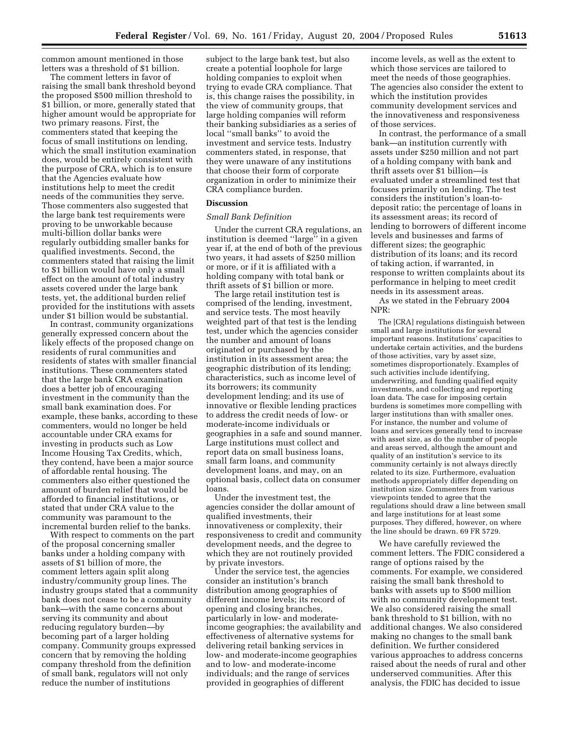common amount mentioned in those letters was a threshold of $1 billion.

The comment letters in favor of raising the small bank threshold beyond the proposed $500 million threshold to $1 billion, or more, generally stated that higher amount would be appropriate for two primary reasons. First, the commenters stated that keeping the focus of small institutions on lending, which the small institution examination does, would be entirely consistent with the purpose of CRA, which is to ensure that the Agencies evaluate how institutions help to meet the credit needs of the communities they serve. Those commenters also suggested that the large bank test requirements were proving to be unworkable because multi-billion dollar banks were regularly outbidding smaller banks for qualified investments. Second, the commenters stated that raising the limit to $1 billion would have only a small effect on the amount of total industry assets covered under the large bank tests, yet, the additional burden relief provided for the institutions with assets under $1 billion would be substantial.

In contrast, community organizations generally expressed concern about the likely effects of the proposed change on residents of rural communities and residents of states with smaller financial institutions. These commenters stated that the large bank CRA examination does a better job of encouraging investment in the community than the small bank examination does. For example, these banks, according to these commenters, would no longer be held accountable under CRA exams for investing in products such as Low Income Housing Tax Credits, which, they contend, have been a major source of affordable rental housing. The commenters also either questioned the amount of burden relief that would be afforded to financial institutions, or stated that under CRA value to the community was paramount to the incremental burden relief to the banks.

With respect to comments on the part of the proposal concerning smaller banks under a holding company with assets of $1 billion of more, the comment letters again split along industry/community group lines. The industry groups stated that a community bank does not cease to be a community bank—with the same concerns about serving its community and about reducing regulatory burden—by becoming part of a larger holding company. Community groups expressed concern that by removing the holding company threshold from the definition of small bank, regulators will not only reduce the number of institutions subject to the large bank test, but also create a potential loophole for large holding companies to exploit when trying to evade CRA compliance. That is, this change raises the possibility, in the view of community groups, that large holding companies will reform their banking subsidiaries as a series of local ''small banks'' to avoid the investment and service tests. Industry commenters stated, in response, that they were unaware of any institutions that choose their form of corporate organization in order to minimize their CRA compliance burden.

## Discussion

### *Small Bank Definition*

Under the current CRA regulations, an institution is deemed ''large'' in a given year if, at the end of both of the previous two years, it had assets of $250 million or more, or if it is affiliated with a holding company with total bank or thrift assets of $1 billion or more.

The large retail institution test is comprised of the lending, investment, and service tests. The most heavily weighted part of that test is the lending test, under which the agencies consider the number and amount of loans originated or purchased by the institution in its assessment area; the geographic distribution of its lending; characteristics, such as income level of its borrowers; its community development lending; and its use of innovative or flexible lending practices to address the credit needs of low- or moderate-income individuals or geographies in a safe and sound manner. Large institutions must collect and report data on small business loans, small farm loans, and community development loans, and may, on an optional basis, collect data on consumer loans.

Under the investment test, the agencies consider the dollar amount of qualified investments, their innovativeness or complexity, their responsiveness to credit and community development needs, and the degree to which they are not routinely provided by private investors.

Under the service test, the agencies consider an institution's branch distribution among geographies of different income levels; its record of opening and closing branches, particularly in low- and moderate-income geographies; the availability and effectiveness of alternative systems for delivering retail banking services in low- and moderate-income geographies and to low- and moderate-income individuals; and the range of services provided in geographies of different income levels, as well as the extent to which those services are tailored to meet the needs of those geographies. The agencies also consider the extent to which the institution provides community development services and the innovativeness and responsiveness of those services.

In contrast, the performance of a small bank—an institution currently with assets under $250 million and not part of a holding company with bank and thrift assets over $1 billion—is evaluated under a streamlined test that focuses primarily on lending. The test considers the institution's loan-to-deposit ratio; the percentage of loans in its assessment areas; its record of lending to borrowers of different income levels and businesses and farms of different sizes; the geographic distribution of its loans; and its record of taking action, if warranted, in response to written complaints about its performance in helping to meet credit needs in its assessment areas.

As we stated in the February 2004 NPR:

> The [CRA] regulations distinguish between small and large institutions for several important reasons. Institutions' capacities to undertake certain activities, and the burdens of those activities, vary by asset size, sometimes disproportionately. Examples of such activities include identifying, underwriting, and funding qualified equity investments, and collecting and reporting loan data. The case for imposing certain burdens is sometimes more compelling with larger institutions than with smaller ones. For instance, the number and volume of loans and services generally tend to increase with asset size, as do the number of people and areas served, although the amount and quality of an institution's service to its community certainly is not always directly related to its size. Furthermore, evaluation methods appropriately differ depending on institution size. Commenters from various viewpoints tended to agree that the regulations should draw a line between small and large institutions for at least some purposes. They differed, however, on where the line should be drawn. 69 FR 5729.

We have carefully reviewed the comment letters. The FDIC considered a range of options raised by the comments. For example, we considered raising the small bank threshold to banks with assets up to $500 million with no community development test. We also considered raising the small bank threshold to $1 billion, with no additional changes. We also considered making no changes to the small bank definition. We further considered various approaches to address concerns raised about the needs of rural and other underserved communities. After this analysis, the FDIC has decided to issue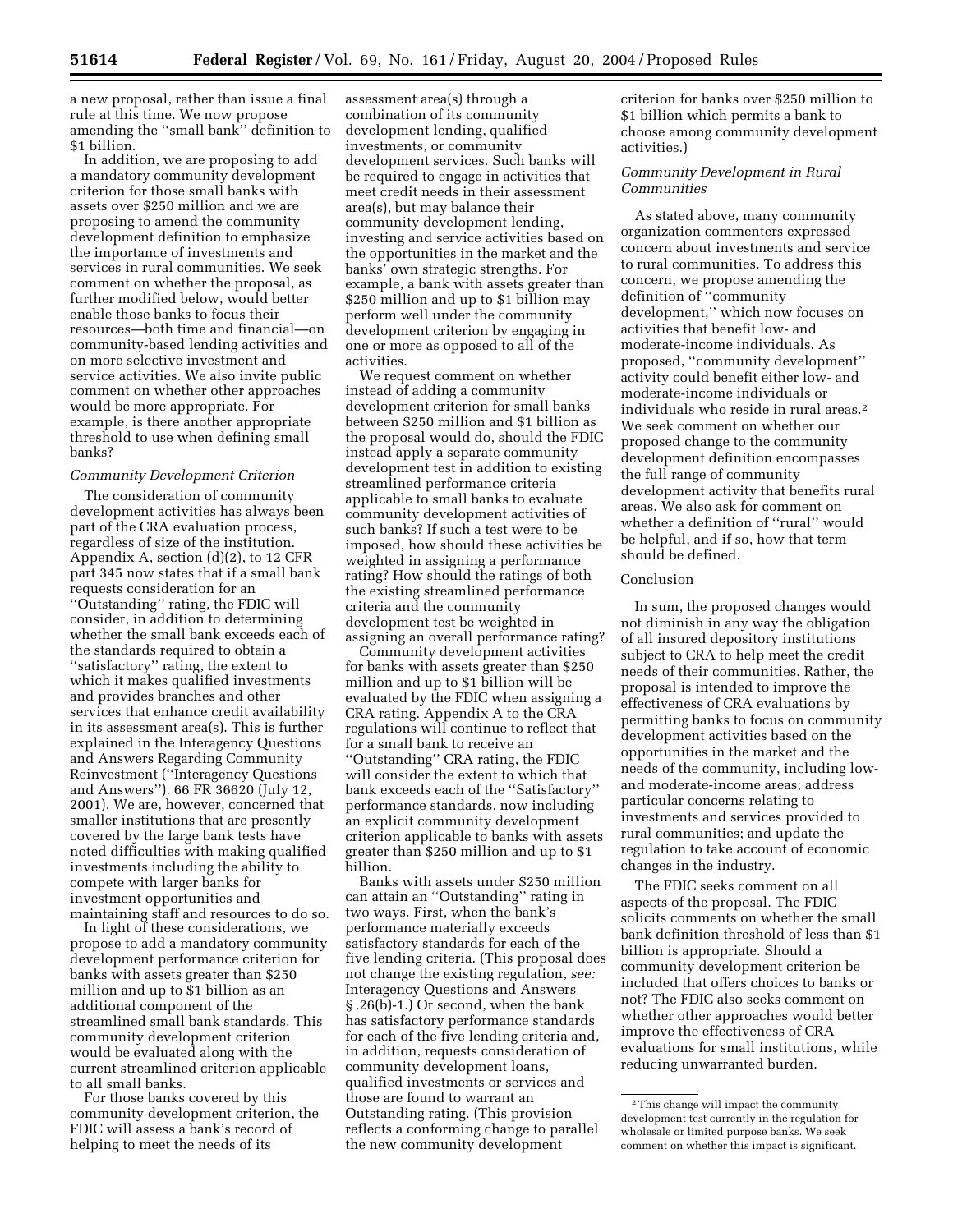a new proposal, rather than issue a final rule at this time. We now propose amending the ''small bank'' definition to $1 billion.

In addition, we are proposing to add a mandatory community development criterion for those small banks with assets over $250 million and we are proposing to amend the community development definition to emphasize the importance of investments and services in rural communities. We seek comment on whether the proposal, as further modified below, would better enable those banks to focus their resources—both time and financial—on community-based lending activities and on more selective investment and service activities. We also invite public comment on whether other approaches would be more appropriate. For example, is there another appropriate threshold to use when defining small banks?

*Community Development Criterion*

The consideration of community development activities has always been part of the CRA evaluation process, regardless of size of the institution. Appendix A, section (d)(2), to 12 CFR part 345 now states that if a small bank requests consideration for an ''Outstanding'' rating, the FDIC will consider, in addition to determining whether the small bank exceeds each of the standards required to obtain a ''satisfactory'' rating, the extent to which it makes qualified investments and provides branches and other services that enhance credit availability in its assessment area(s). This is further explained in the Interagency Questions and Answers Regarding Community Reinvestment (''Interagency Questions and Answers''). 66 FR 36620 (July 12, 2001). We are, however, concerned that smaller institutions that are presently covered by the large bank tests have noted difficulties with making qualified investments including the ability to compete with larger banks for investment opportunities and maintaining staff and resources to do so.

In light of these considerations, we propose to add a mandatory community development performance criterion for banks with assets greater than $250 million and up to $1 billion as an additional component of the streamlined small bank standards. This community development criterion would be evaluated along with the current streamlined criterion applicable to all small banks.

For those banks covered by this community development criterion, the FDIC will assess a bank's record of helping to meet the needs of its assessment area(s) through a combination of its community development lending, qualified investments, or community development services. Such banks will be required to engage in activities that meet credit needs in their assessment area(s), but may balance their community development lending, investing and service activities based on the opportunities in the market and the banks' own strategic strengths. For example, a bank with assets greater than $250 million and up to $1 billion may perform well under the community development criterion by engaging in one or more as opposed to all of the activities.

We request comment on whether instead of adding a community development criterion for small banks between $250 million and $1 billion as the proposal would do, should the FDIC instead apply a separate community development test in addition to existing streamlined performance criteria applicable to small banks to evaluate community development activities of such banks? If such a test were to be imposed, how should these activities be weighted in assigning a performance rating? How should the ratings of both the existing streamlined performance criteria and the community development test be weighted in assigning an overall performance rating?

Community development activities for banks with assets greater than $250 million and up to $1 billion will be evaluated by the FDIC when assigning a CRA rating. Appendix A to the CRA regulations will continue to reflect that for a small bank to receive an ''Outstanding'' CRA rating, the FDIC will consider the extent to which that bank exceeds each of the ''Satisfactory'' performance standards, now including an explicit community development criterion applicable to banks with assets greater than $250 million and up to $1 billion.

Banks with assets under $250 million can attain an ''Outstanding'' rating in two ways. First, when the bank's performance materially exceeds satisfactory standards for each of the five lending criteria. (This proposal does not change the existing regulation, *see:* Interagency Questions and Answers § .26(b)-1.) Or second, when the bank has satisfactory performance standards for each of the five lending criteria and, in addition, requests consideration of community development loans, qualified investments or services and those are found to warrant an Outstanding rating. (This provision reflects a conforming change to parallel the new community development criterion for banks over $250 million to $1 billion which permits a bank to choose among community development activities.)

*Community Development in Rural Communities*

As stated above, many community organization commenters expressed concern about investments and service to rural communities. To address this concern, we propose amending the definition of ''community development,'' which now focuses on activities that benefit low- and moderate-income individuals. As proposed, ''community development'' activity could benefit either low- and moderate-income individuals or individuals who reside in rural areas.[2] We seek comment on whether our proposed change to the community development definition encompasses the full range of community development activity that benefits rural areas. We also ask for comment on whether a definition of ''rural'' would be helpful, and if so, how that term should be defined.

Conclusion

In sum, the proposed changes would not diminish in any way the obligation of all insured depository institutions subject to CRA to help meet the credit needs of their communities. Rather, the proposal is intended to improve the effectiveness of CRA evaluations by permitting banks to focus on community development activities based on the opportunities in the market and the needs of the community, including low- and moderate-income areas; address particular concerns relating to investments and services provided to rural communities; and update the regulation to take account of economic changes in the industry.

The FDIC seeks comment on all aspects of the proposal. The FDIC solicits comments on whether the small bank definition threshold of less than $1 billion is appropriate. Should a community development criterion be included that offers choices to banks or not? The FDIC also seeks comment on whether other approaches would better improve the effectiveness of CRA evaluations for small institutions, while reducing unwarranted burden.

[2] This change will impact the community development test currently in the regulation for wholesale or limited purpose banks. We seek comment on whether this impact is significant.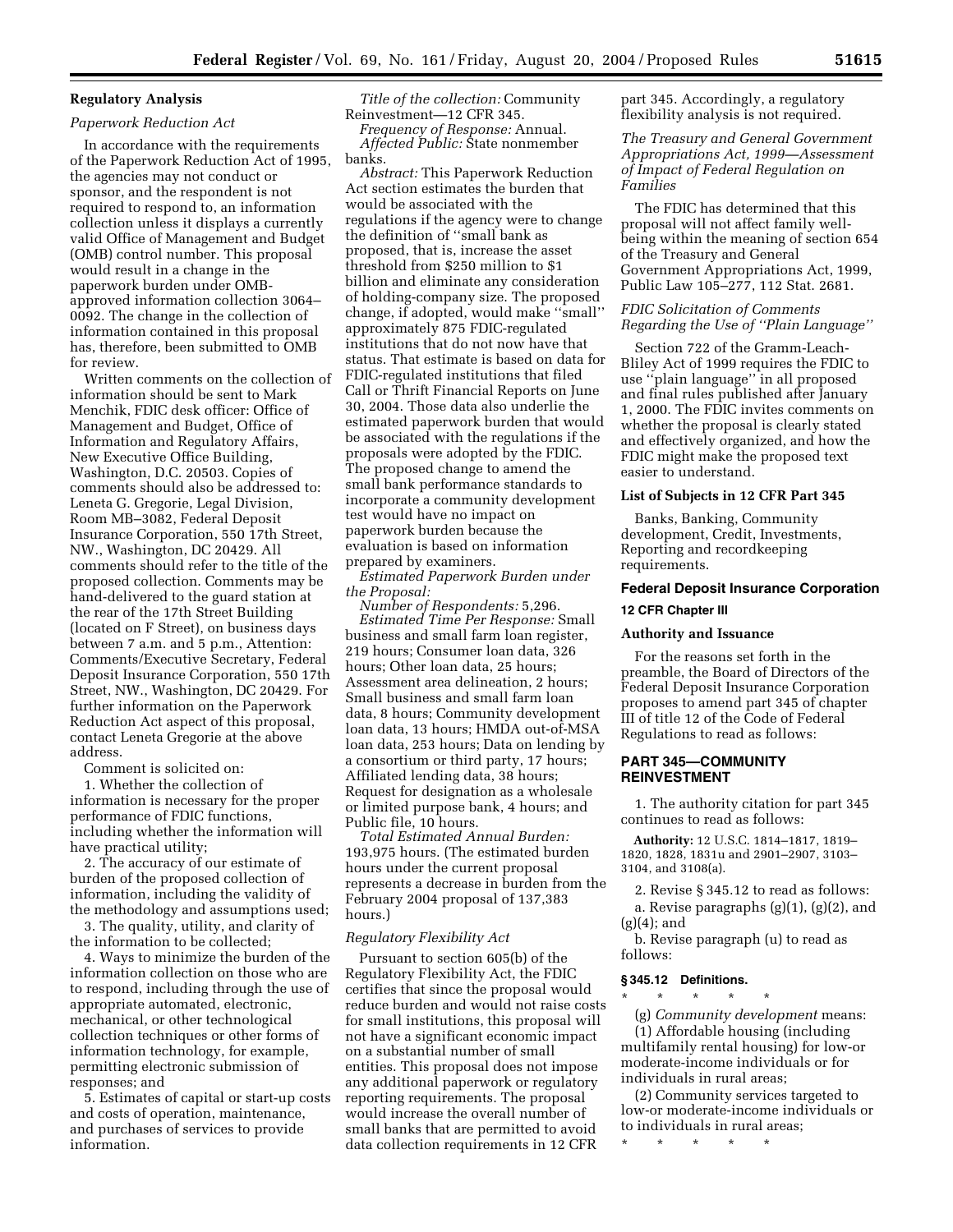## Regulatory Analysis

### *Paperwork Reduction Act*

In accordance with the requirements of the Paperwork Reduction Act of 1995, the agencies may not conduct or sponsor, and the respondent is not required to respond to, an information collection unless it displays a currently valid Office of Management and Budget (OMB) control number. This proposal would result in a change in the paperwork burden under OMB-approved information collection 3064–0092. The change in the collection of information contained in this proposal has, therefore, been submitted to OMB for review.

Written comments on the collection of information should be sent to Mark Menchik, FDIC desk officer: Office of Management and Budget, Office of Information and Regulatory Affairs, New Executive Office Building, Washington, D.C. 20503. Copies of comments should also be addressed to: Leneta G. Gregorie, Legal Division, Room MB–3082, Federal Deposit Insurance Corporation, 550 17th Street, NW., Washington, DC 20429. All comments should refer to the title of the proposed collection. Comments may be hand-delivered to the guard station at the rear of the 17th Street Building (located on F Street), on business days between 7 a.m. and 5 p.m., Attention: Comments/Executive Secretary, Federal Deposit Insurance Corporation, 550 17th Street, NW., Washington, DC 20429. For further information on the Paperwork Reduction Act aspect of this proposal, contact Leneta Gregorie at the above address.

Comment is solicited on:

1. Whether the collection of information is necessary for the proper performance of FDIC functions, including whether the information will have practical utility;

2. The accuracy of our estimate of burden of the proposed collection of information, including the validity of the methodology and assumptions used;

3. The quality, utility, and clarity of the information to be collected;

4. Ways to minimize the burden of the information collection on those who are to respond, including through the use of appropriate automated, electronic, mechanical, or other technological collection techniques or other forms of information technology, for example, permitting electronic submission of responses; and

5. Estimates of capital or start-up costs and costs of operation, maintenance, and purchases of services to provide information.

*Title of the collection:* Community Reinvestment—12 CFR 345.

*Frequency of Response:* Annual.

*Affected Public:* State nonmember banks.

*Abstract:* This Paperwork Reduction Act section estimates the burden that would be associated with the regulations if the agency were to change the definition of ''small bank as proposed, that is, increase the asset threshold from $250 million to $1 billion and eliminate any consideration of holding-company size. The proposed change, if adopted, would make ''small'' approximately 875 FDIC-regulated institutions that do not now have that status. That estimate is based on data for FDIC-regulated institutions that filed Call or Thrift Financial Reports on June 30, 2004. Those data also underlie the estimated paperwork burden that would be associated with the regulations if the proposals were adopted by the FDIC. The proposed change to amend the small bank performance standards to incorporate a community development test would have no impact on paperwork burden because the evaluation is based on information prepared by examiners.

*Estimated Paperwork Burden under the Proposal:*

*Number of Respondents:* 5,296.

*Estimated Time Per Response:* Small business and small farm loan register, 219 hours; Consumer loan data, 326 hours; Other loan data, 25 hours; Assessment area delineation, 2 hours; Small business and small farm loan data, 8 hours; Community development loan data, 13 hours; HMDA out-of-MSA loan data, 253 hours; Data on lending by a consortium or third party, 17 hours; Affiliated lending data, 38 hours; Request for designation as a wholesale or limited purpose bank, 4 hours; and Public file, 10 hours.

*Total Estimated Annual Burden:* 193,975 hours. (The estimated burden hours under the current proposal represents a decrease in burden from the February 2004 proposal of 137,383 hours.)

### *Regulatory Flexibility Act*

Pursuant to section 605(b) of the Regulatory Flexibility Act, the FDIC certifies that since the proposal would reduce burden and would not raise costs for small institutions, this proposal will not have a significant economic impact on a substantial number of small entities. This proposal does not impose any additional paperwork or regulatory reporting requirements. The proposal would increase the overall number of small banks that are permitted to avoid data collection requirements in 12 CFR part 345. Accordingly, a regulatory flexibility analysis is not required.

### *The Treasury and General Government Appropriations Act, 1999—Assessment of Impact of Federal Regulation on Families*

The FDIC has determined that this proposal will not affect family well-being within the meaning of section 654 of the Treasury and General Government Appropriations Act, 1999, Public Law 105–277, 112 Stat. 2681.

### *FDIC Solicitation of Comments Regarding the Use of ''Plain Language''*

Section 722 of the Gramm-Leach-Bliley Act of 1999 requires the FDIC to use ''plain language'' in all proposed and final rules published after January 1, 2000. The FDIC invites comments on whether the proposal is clearly stated and effectively organized, and how the FDIC might make the proposed text easier to understand.

## List of Subjects in 12 CFR Part 345

Banks, Banking, Community development, Credit, Investments, Reporting and recordkeeping requirements.

## Federal Deposit Insurance Corporation

### 12 CFR Chapter III

### Authority and Issuance

For the reasons set forth in the preamble, the Board of Directors of the Federal Deposit Insurance Corporation proposes to amend part 345 of chapter III of title 12 of the Code of Federal Regulations to read as follows:

## PART 345—COMMUNITY REINVESTMENT

1. The authority citation for part 345 continues to read as follows:

**Authority:** 12 U.S.C. 1814–1817, 1819–1820, 1828, 1831u and 2901–2907, 3103–3104, and 3108(a).

2. Revise § 345.12 to read as follows:

a. Revise paragraphs (g)(1), (g)(2), and (g)(4); and

b. Revise paragraph (u) to read as follows:

### § 345.12 Definitions.

\* \* \* \* \*

(g) *Community development* means:

(1) Affordable housing (including multifamily rental housing) for low-or moderate-income individuals or for individuals in rural areas;

(2) Community services targeted to low-or moderate-income individuals or to individuals in rural areas;

\* \* \* \* \*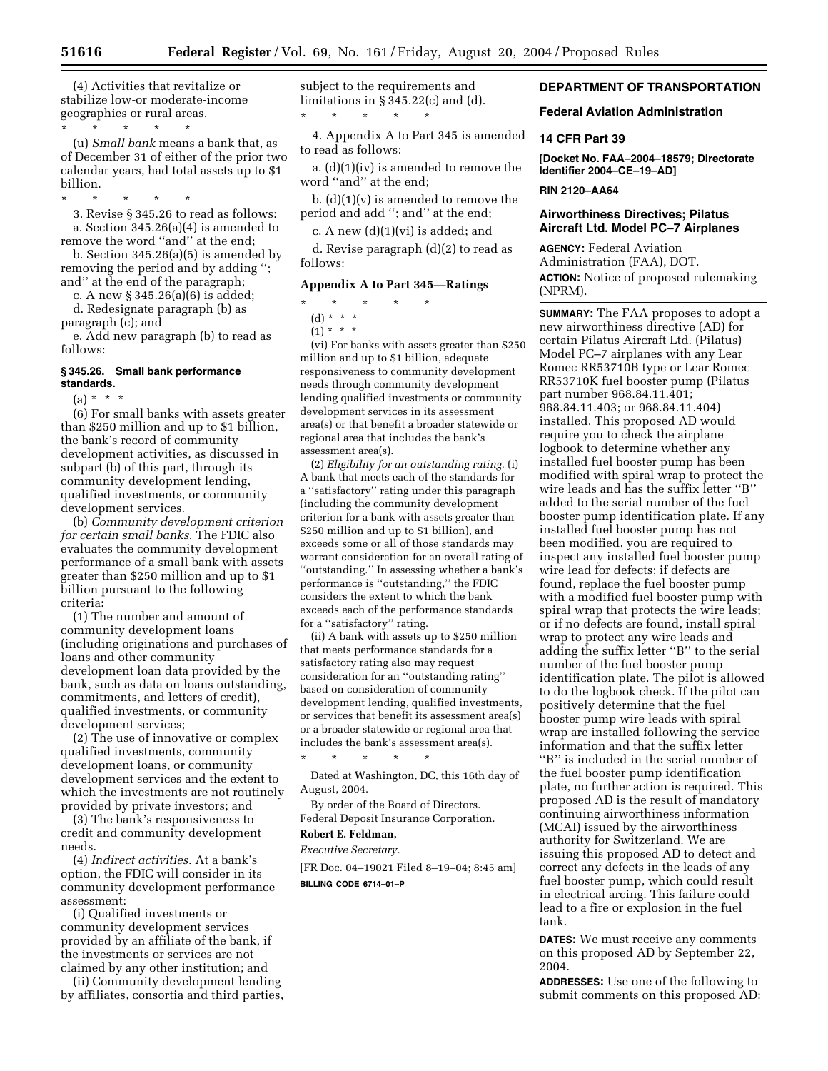(4) Activities that revitalize or stabilize low-or moderate-income geographies or rural areas.

\* \* \* \* \*

(u) *Small bank* means a bank that, as of December 31 of either of the prior two calendar years, had total assets up to $1 billion.

\* \* \* \* \*

3. Revise § 345.26 to read as follows:

a. Section 345.26(a)(4) is amended to remove the word ''and'' at the end;

b. Section 345.26(a)(5) is amended by removing the period and by adding ''; and'' at the end of the paragraph;

c. A new § 345.26(a)(6) is added;

d. Redesignate paragraph (b) as paragraph (c); and

e. Add new paragraph (b) to read as follows:

**§ 345.26. Small bank performance standards.**

(a) \* \* \*

(6) For small banks with assets greater than $250 million and up to $1 billion, the bank's record of community development activities, as discussed in subpart (b) of this part, through its community development lending, qualified investments, or community development services.

(b) *Community development criterion for certain small banks.* The FDIC also evaluates the community development performance of a small bank with assets greater than $250 million and up to $1 billion pursuant to the following criteria:

(1) The number and amount of community development loans (including originations and purchases of loans and other community development loan data provided by the bank, such as data on loans outstanding, commitments, and letters of credit), qualified investments, or community development services;

(2) The use of innovative or complex qualified investments, community development loans, or community development services and the extent to which the investments are not routinely provided by private investors; and

(3) The bank's responsiveness to credit and community development needs.

(4) *Indirect activities.* At a bank's option, the FDIC will consider in its community development performance assessment:

(i) Qualified investments or community development services provided by an affiliate of the bank, if the investments or services are not claimed by any other institution; and

(ii) Community development lending by affiliates, consortia and third parties, subject to the requirements and limitations in § 345.22(c) and (d).

\* \* \* \* \*

4. Appendix A to Part 345 is amended to read as follows:

a. (d)(1)(iv) is amended to remove the word ''and'' at the end;

b. (d)(1)(v) is amended to remove the period and add ''; and'' at the end;

c. A new (d)(1)(vi) is added; and

d. Revise paragraph (d)(2) to read as follows:

**Appendix A to Part 345—Ratings**

\* \* \* \* \*

(d) \* \* \*

(1) \* \* \*

(vi) For banks with assets greater than $250 million and up to $1 billion, adequate responsiveness to community development needs through community development lending qualified investments or community development services in its assessment area(s) or that benefit a broader statewide or regional area that includes the bank's assessment area(s).

(2) *Eligibility for an outstanding rating.* (i) A bank that meets each of the standards for a ''satisfactory'' rating under this paragraph (including the community development criterion for a bank with assets greater than $250 million and up to $1 billion), and exceeds some or all of those standards may warrant consideration for an overall rating of ''outstanding.'' In assessing whether a bank's performance is ''outstanding,'' the FDIC considers the extent to which the bank exceeds each of the performance standards for a ''satisfactory'' rating.

(ii) A bank with assets up to $250 million that meets performance standards for a satisfactory rating also may request consideration for an ''outstanding rating'' based on consideration of community development lending, qualified investments, or services that benefit its assessment area(s) or a broader statewide or regional area that includes the bank's assessment area(s).

\* \* \* \* \*

Dated at Washington, DC, this 16th day of August, 2004.

By order of the Board of Directors.

Federal Deposit Insurance Corporation.

**Robert E. Feldman,**

*Executive Secretary.*

[FR Doc. 04–19021 Filed 8–19–04; 8:45 am]

**BILLING CODE 6714–01–P**

## DEPARTMENT OF TRANSPORTATION

## Federal Aviation Administration

## 14 CFR Part 39

**[Docket No. FAA–2004–18579; Directorate Identifier 2004–CE–19–AD]**

**RIN 2120–AA64**

## Airworthiness Directives; Pilatus Aircraft Ltd. Model PC–7 Airplanes

**AGENCY:** Federal Aviation Administration (FAA), DOT.

**ACTION:** Notice of proposed rulemaking (NPRM).

**SUMMARY:** The FAA proposes to adopt a new airworthiness directive (AD) for certain Pilatus Aircraft Ltd. (Pilatus) Model PC–7 airplanes with any Lear Romec RR53710B type or Lear Romec RR53710K fuel booster pump (Pilatus part number 968.84.11.401; 968.84.11.403; or 968.84.11.404) installed. This proposed AD would require you to check the airplane logbook to determine whether any installed fuel booster pump has been modified with spiral wrap to protect the wire leads and has the suffix letter ''B'' added to the serial number of the fuel booster pump identification plate. If any installed fuel booster pump has not been modified, you are required to inspect any installed fuel booster pump wire lead for defects; if defects are found, replace the fuel booster pump with a modified fuel booster pump with spiral wrap that protects the wire leads; or if no defects are found, install spiral wrap to protect any wire leads and adding the suffix letter ''B'' to the serial number of the fuel booster pump identification plate. The pilot is allowed to do the logbook check. If the pilot can positively determine that the fuel booster pump wire leads with spiral wrap are installed following the service information and that the suffix letter ''B'' is included in the serial number of the fuel booster pump identification plate, no further action is required. This proposed AD is the result of mandatory continuing airworthiness information (MCAI) issued by the airworthiness authority for Switzerland. We are issuing this proposed AD to detect and correct any defects in the leads of any fuel booster pump, which could result in electrical arcing. This failure could lead to a fire or explosion in the fuel tank.

**DATES:** We must receive any comments on this proposed AD by September 22, 2004.

**ADDRESSES:** Use one of the following to submit comments on this proposed AD: